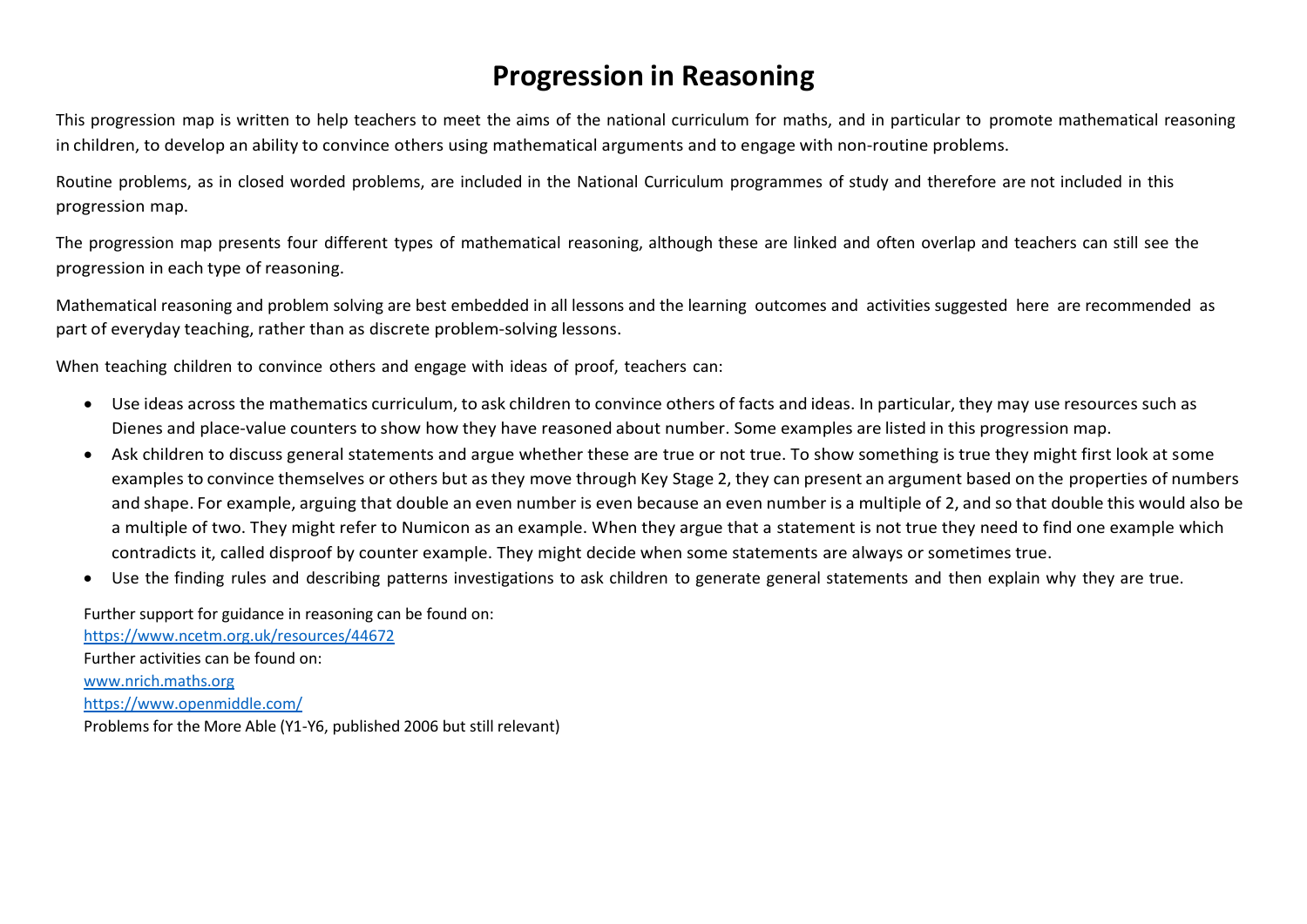# Progression in Reasoning

This progression map is written to help teachers to meet the aims of the national curriculum for maths, and in particular to promote mathematical reasoning in children, to develop an ability to convince others using mathematical arguments and to engage with non-routine problems.

Routine problems, as in closed worded problems, are included in the National Curriculum programmes of study and therefore are not included in this progression map.

The progression map presents four different types of mathematical reasoning, although these are linked and often overlap and teachers can still see the progression in each type of reasoning.

Mathematical reasoning and problem solving are best embedded in all lessons and the learning outcomes and activities suggested here are recommended as part of everyday teaching, rather than as discrete problem-solving lessons.

When teaching children to convince others and engage with ideas of proof, teachers can:

- Use ideas across the mathematics curriculum, to ask children to convince others of facts and ideas. In particular, they may use resources such as Dienes and place-value counters to show how they have reasoned about number. Some examples are listed in this progression map.
- Ask children to discuss general statements and argue whether these are true or not true. To show something is true they might first look at some examples to convince themselves or others but as they move through Key Stage 2, they can present an argument based on the properties of numbers and shape. For example, arguing that double an even number is even because an even number is a multiple of 2, and so that double this would also be a multiple of two. They might refer to Numicon as an example. When they argue that a statement is not true they need to find one example which contradicts it, called disproof by counter example. They might decide when some statements are always or sometimes true.
- Use the finding rules and describing patterns investigations to ask children to generate general statements and then explain why they are true.

Further support for guidance in reasoning can be found on:
https://www.ncetm.org.uk/resources/44672
Further activities can be found on:
www.nrich.maths.org
https://www.openmiddle.com/
Problems for the More Able (Y1-Y6, published 2006 but still relevant)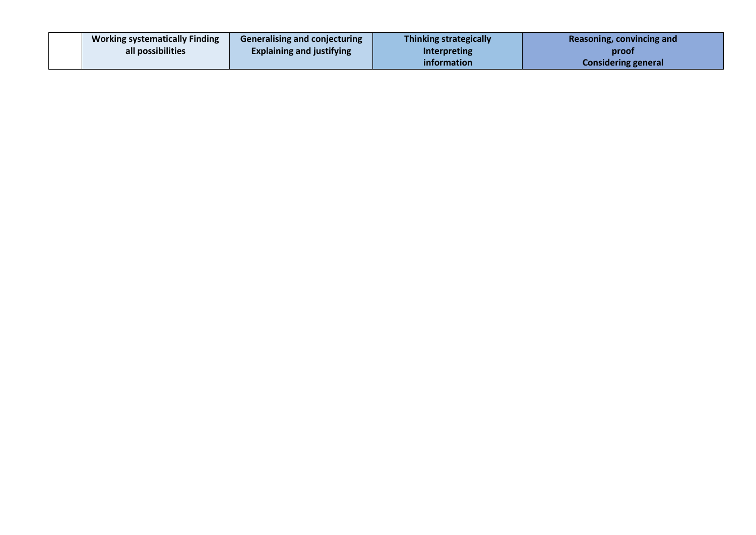| | Working systematically Finding all possibilities | Generalising and conjecturing Explaining and justifying | Thinking strategically Interpreting information | Reasoning, convincing and proof Considering general |
|---|---|---|---|---|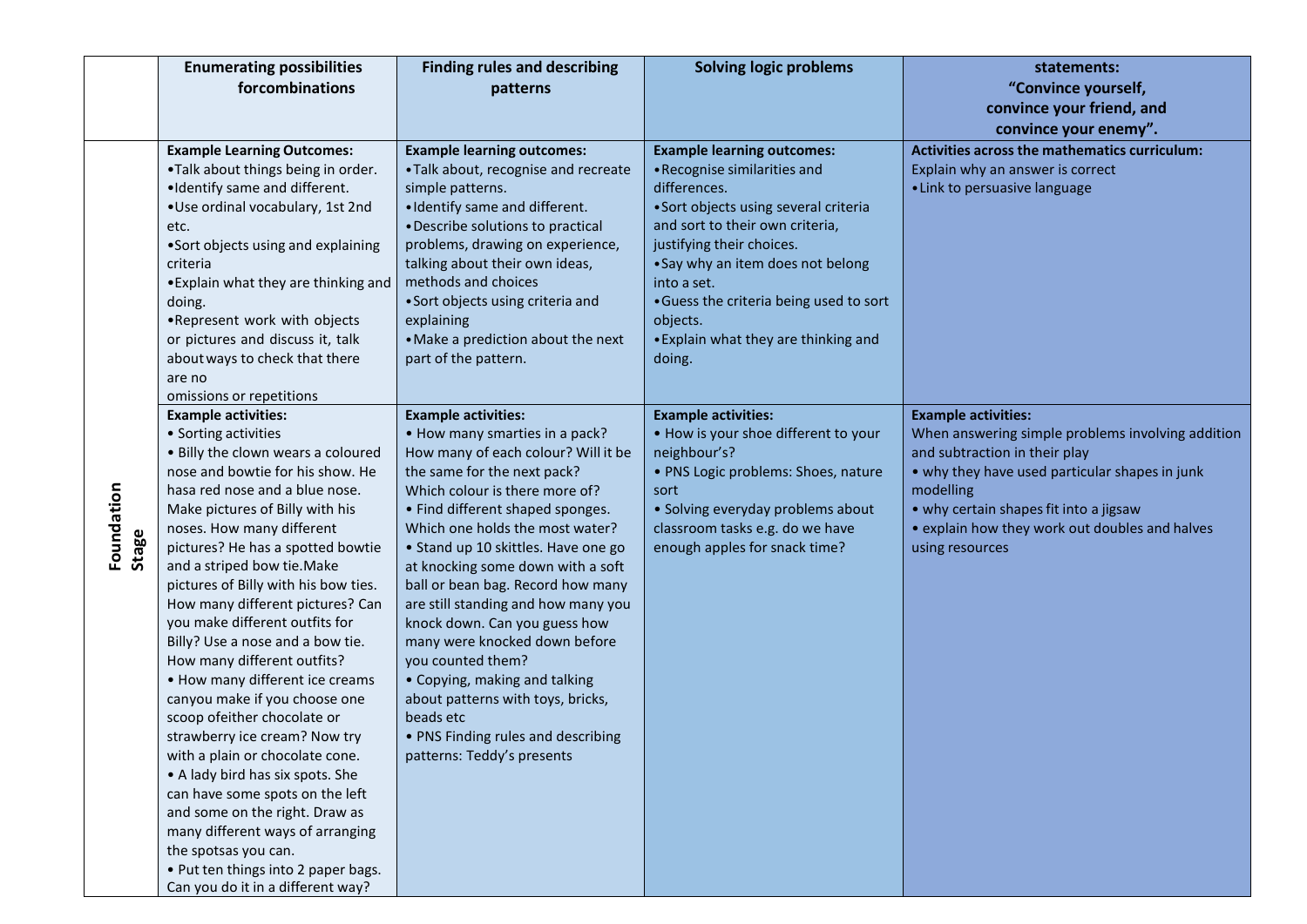| | Enumerating possibilities forcombinations | Finding rules and describing patterns | Solving logic problems | statements: "Convince yourself, convince your friend, and convince your enemy". |
|---|---|---|---|---|
| Foundation Stage | **Example Learning Outcomes:**<br>•Talk about things being in order.<br>•Identify same and different.<br>•Use ordinal vocabulary, 1st 2nd etc.<br>•Sort objects using and explaining criteria<br>•Explain what they are thinking and doing.<br>•Represent work with objects or pictures and discuss it, talk about ways to check that there are no omissions or repetitions | **Example learning outcomes:**<br>•Talk about, recognise and recreate simple patterns.<br>•Identify same and different.<br>•Describe solutions to practical problems, drawing on experience, talking about their own ideas, methods and choices<br>•Sort objects using criteria and explaining<br>•Make a prediction about the next part of the pattern. | **Example learning outcomes:**<br>•Recognise similarities and differences.<br>•Sort objects using several criteria and sort to their own criteria, justifying their choices.<br>•Say why an item does not belong into a set.<br>•Guess the criteria being used to sort objects.<br>•Explain what they are thinking and doing. | **Activities across the mathematics curriculum:**<br>Explain why an answer is correct<br>•Link to persuasive language |
| | **Example activities:**<br>• Sorting activities<br>• Billy the clown wears a coloured nose and bowtie for his show. He hasa red nose and a blue nose. Make pictures of Billy with his noses. How many different pictures? He has a spotted bowtie and a striped bow tie.Make pictures of Billy with his bow ties. How many different pictures? Can you make different outfits for Billy? Use a nose and a bow tie. How many different outfits?<br>• How many different ice creams canyou make if you choose one scoop ofeither chocolate or strawberry ice cream? Now try with a plain or chocolate cone.<br>• A lady bird has six spots. She can have some spots on the left and some on the right. Draw as many different ways of arranging the spotsas you can.<br>• Put ten things into 2 paper bags. Can you do it in a different way? | **Example activities:**<br>• How many smarties in a pack? How many of each colour? Will it be the same for the next pack? Which colour is there more of?<br>• Find different shaped sponges. Which one holds the most water?<br>• Stand up 10 skittles. Have one go at knocking some down with a soft ball or bean bag. Record how many are still standing and how many you knock down. Can you guess how many were knocked down before you counted them?<br>• Copying, making and talking about patterns with toys, bricks, beads etc<br>• PNS Finding rules and describing patterns: Teddy's presents | **Example activities:**<br>• How is your shoe different to your neighbour's?<br>• PNS Logic problems: Shoes, nature sort<br>• Solving everyday problems about classroom tasks e.g. do we have enough apples for snack time? | **Example activities:**<br>When answering simple problems involving addition and subtraction in their play<br>• why they have used particular shapes in junk modelling<br>• why certain shapes fit into a jigsaw<br>• explain how they work out doubles and halves using resources |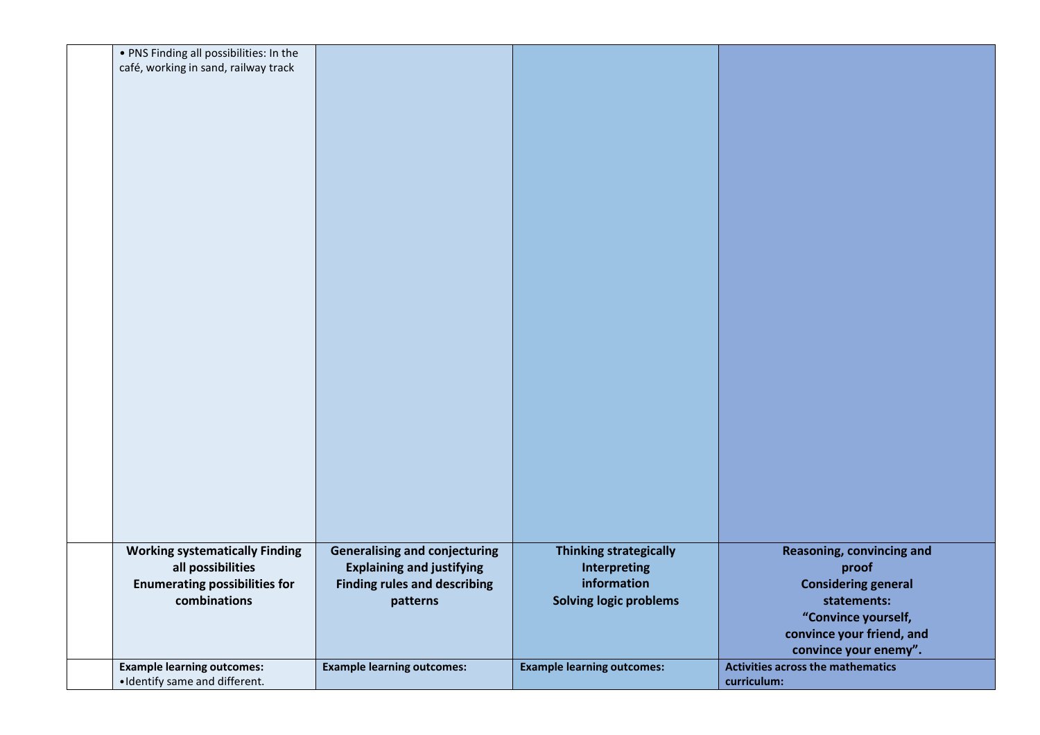| | | | | |
|---|---|---|---|---|
| | • PNS Finding all possibilities: In the café, working in sand, railway track | | | |
| | **Working systematically Finding all possibilities Enumerating possibilities for combinations** | **Generalising and conjecturing Explaining and justifying Finding rules and describing patterns** | **Thinking strategically Interpreting information Solving logic problems** | **Reasoning, convincing and proof Considering general statements: "Convince yourself, convince your friend, and convince your enemy".** |
| | **Example learning outcomes:** •Identify same and different. | **Example learning outcomes:** | **Example learning outcomes:** | **Activities across the mathematics curriculum:** |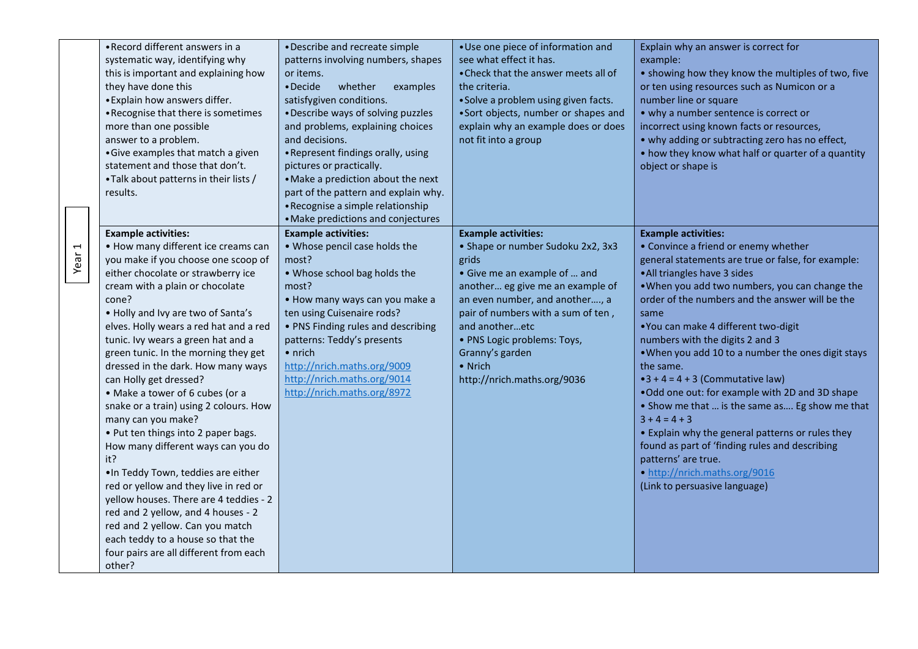| Year 1 | | | | |
|---|---|---|---|---|
| | • Record different answers in a systematic way, identifying why this is important and explaining how they have done this<br>• Explain how answers differ.<br>• Recognise that there is sometimes more than one possible answer to a problem.<br>• Give examples that match a given statement and those that don't.<br>• Talk about patterns in their lists / results. | • Describe and recreate simple patterns involving numbers, shapes or items.<br>• Decide whether examples satisfygiven conditions.<br>• Describe ways of solving puzzles and problems, explaining choices and decisions.<br>• Represent findings orally, using pictures or practically.<br>• Make a prediction about the next part of the pattern and explain why.<br>• Recognise a simple relationship<br>• Make predictions and conjectures | • Use one piece of information and see what effect it has.<br>• Check that the answer meets all of the criteria.<br>• Solve a problem using given facts.<br>• Sort objects, number or shapes and explain why an example does or does not fit into a group | Explain why an answer is correct for example:<br>• showing how they know the multiples of two, five or ten using resources such as Numicon or a number line or square<br>• why a number sentence is correct or incorrect using known facts or resources,<br>• why adding or subtracting zero has no effect,<br>• how they know what half or quarter of a quantity object or shape is |
| | **Example activities:**<br>• How many different ice creams can you make if you choose one scoop of either chocolate or strawberry ice cream with a plain or chocolate cone?<br>• Holly and Ivy are two of Santa's elves. Holly wears a red hat and a red tunic. Ivy wears a green hat and a green tunic. In the morning they get dressed in the dark. How many ways can Holly get dressed?<br>• Make a tower of 6 cubes (or a snake or a train) using 2 colours. How many can you make?<br>• Put ten things into 2 paper bags. How many different ways can you do it?<br>• In Teddy Town, teddies are either red or yellow and they live in red or yellow houses. There are 4 teddies - 2 red and 2 yellow, and 4 houses - 2 red and 2 yellow. Can you match each teddy to a house so that the four pairs are all different from each other? | **Example activities:**<br>• Whose pencil case holds the most?<br>• Whose school bag holds the most?<br>• How many ways can you make a ten using Cuisenaire rods?<br>• PNS Finding rules and describing patterns: Teddy's presents<br>• nrich<br>http://nrich.maths.org/9009<br>http://nrich.maths.org/9014<br>http://nrich.maths.org/8972 | **Example activities:**<br>• Shape or number Sudoku 2x2, 3x3 grids<br>• Give me an example of … and another… eg give me an example of an even number, and another…., a pair of numbers with a sum of ten , and another…etc<br>• PNS Logic problems: Toys, Granny's garden<br>• Nrich<br>http://nrich.maths.org/9036 | **Example activities:**<br>• Convince a friend or enemy whether general statements are true or false, for example:<br>• All triangles have 3 sides<br>• When you add two numbers, you can change the order of the numbers and the answer will be the same<br>• You can make 4 different two-digit numbers with the digits 2 and 3<br>• When you add 10 to a number the ones digit stays the same.<br>• 3 + 4 = 4 + 3 (Commutative law)<br>• Odd one out: for example with 2D and 3D shape<br>• Show me that … is the same as…. Eg show me that 3 + 4 = 4 + 3<br>• Explain why the general patterns or rules they found as part of 'finding rules and describing patterns' are true.<br>• http://nrich.maths.org/9016<br>(Link to persuasive language) |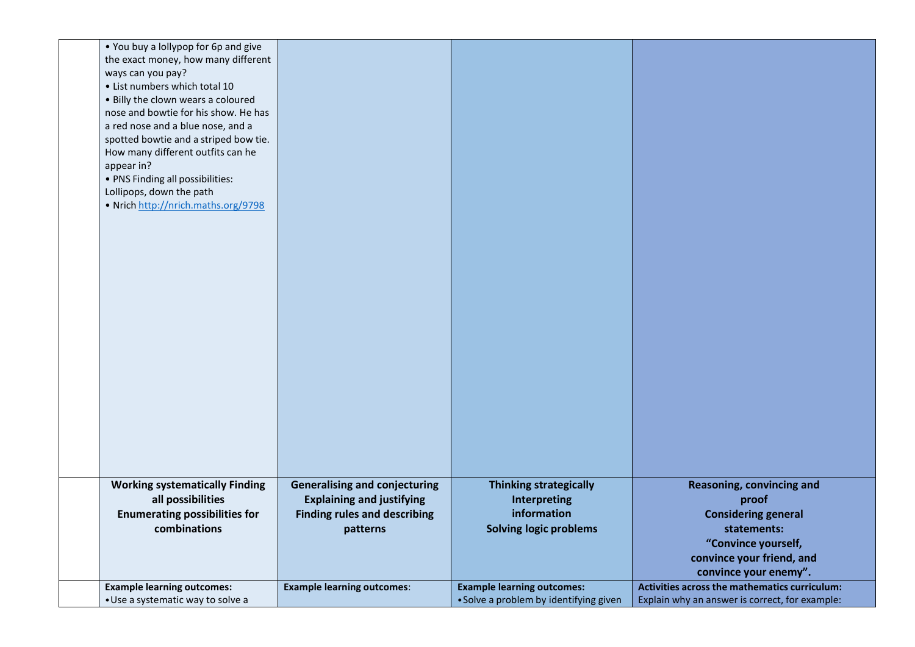|  |  |  |  |  |
|---|---|---|---|---|
|  | • You buy a lollypop for 6p and give the exact money, how many different ways can you pay?<br>• List numbers which total 10<br>• Billy the clown wears a coloured nose and bowtie for his show. He has a red nose and a blue nose, and a spotted bowtie and a striped bow tie. How many different outfits can he appear in?<br>• PNS Finding all possibilities: Lollipops, down the path<br>• Nrich http://nrich.maths.org/9798 |  |  |  |
|  | **Working systematically Finding all possibilities**<br>**Enumerating possibilities for combinations** | **Generalising and conjecturing**<br>**Explaining and justifying**<br>**Finding rules and describing patterns** | **Thinking strategically**<br>**Interpreting information**<br>**Solving logic problems** | **Reasoning, convincing and proof**<br>**Considering general statements:**<br>**"Convince yourself, convince your friend, and convince your enemy".** |
|  | **Example learning outcomes:**<br>• Use a systematic way to solve a | **Example learning outcomes**: | **Example learning outcomes:**<br>• Solve a problem by identifying given | **Activities across the mathematics curriculum:**<br>Explain why an answer is correct, for example: |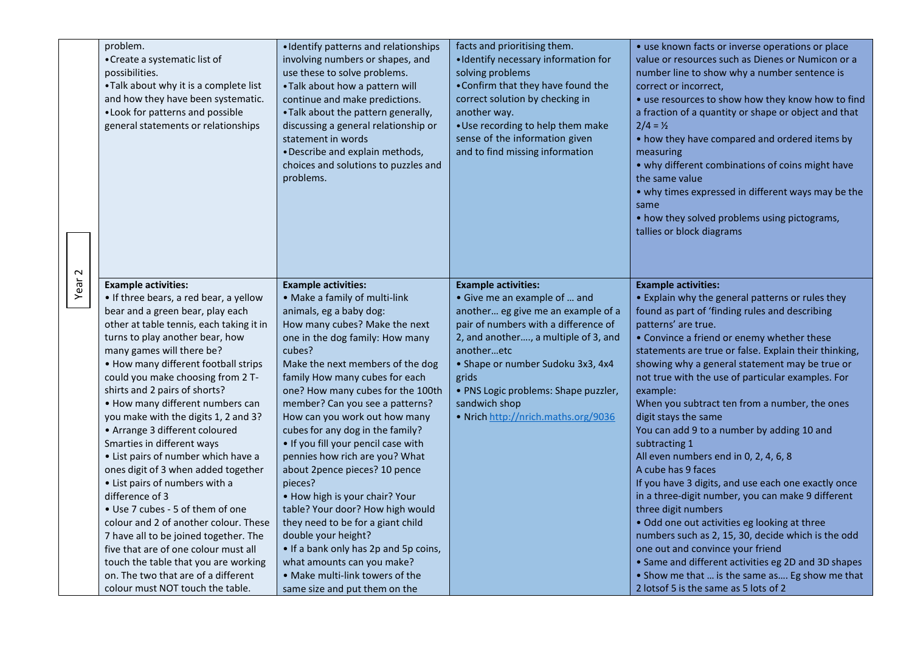| Year 2 | | | | |
|---|---|---|---|---|
| Year 2 | problem.<br>• Create a systematic list of possibilities.<br>• Talk about why it is a complete list and how they have been systematic.<br>• Look for patterns and possible general statements or relationships | • Identify patterns and relationships involving numbers or shapes, and use these to solve problems.<br>• Talk about how a pattern will continue and make predictions.<br>• Talk about the pattern generally, discussing a general relationship or statement in words<br>• Describe and explain methods, choices and solutions to puzzles and problems. | facts and prioritising them.<br>• Identify necessary information for solving problems<br>• Confirm that they have found the correct solution by checking in another way.<br>• Use recording to help them make sense of the information given and to find missing information | • use known facts or inverse operations or place value or resources such as Dienes or Numicon or a number line to show why a number sentence is correct or incorrect,<br>• use resources to show how they know how to find a fraction of a quantity or shape or object and that 2/4 = ½<br>• how they have compared and ordered items by measuring<br>• why different combinations of coins might have the same value<br>• why times expressed in different ways may be the same<br>• how they solved problems using pictograms, tallies or block diagrams |
| | **Example activities:**<br>• If three bears, a red bear, a yellow bear and a green bear, play each other at table tennis, each taking it in turns to play another bear, how many games will there be?<br>• How many different football strips could you make choosing from 2 T-shirts and 2 pairs of shorts?<br>• How many different numbers can you make with the digits 1, 2 and 3?<br>• Arrange 3 different coloured Smarties in different ways<br>• List pairs of number which have a ones digit of 3 when added together<br>• List pairs of numbers with a difference of 3<br>• Use 7 cubes - 5 of them of one colour and 2 of another colour. These 7 have all to be joined together. The five that are of one colour must all touch the table that you are working on. The two that are of a different colour must NOT touch the table. | **Example activities:**<br>• Make a family of multi-link animals, eg a baby dog:<br>How many cubes? Make the next one in the dog family: How many cubes?<br>Make the next members of the dog family How many cubes for each one? How many cubes for the 100th member? Can you see a patterns? How can you work out how many cubes for any dog in the family?<br>• If you fill your pencil case with pennies how rich are you? What about 2pence pieces? 10 pence pieces?<br>• How high is your chair? Your table? Your door? How high would they need to be for a giant child double your height?<br>• If a bank only has 2p and 5p coins, what amounts can you make?<br>• Make multi-link towers of the same size and put them on the | **Example activities:**<br>• Give me an example of … and another… eg give me an example of a pair of numbers with a difference of 2, and another…., a multiple of 3, and another…etc<br>• Shape or number Sudoku 3x3, 4x4 grids<br>• PNS Logic problems: Shape puzzler, sandwich shop<br>• Nrich http://nrich.maths.org/9036 | **Example activities:**<br>• Explain why the general patterns or rules they found as part of 'finding rules and describing patterns' are true.<br>• Convince a friend or enemy whether these statements are true or false. Explain their thinking, showing why a general statement may be true or not true with the use of particular examples. For example:<br>When you subtract ten from a number, the ones digit stays the same<br>You can add 9 to a number by adding 10 and subtracting 1<br>All even numbers end in 0, 2, 4, 6, 8<br>A cube has 9 faces<br>If you have 3 digits, and use each one exactly once in a three-digit number, you can make 9 different three digit numbers<br>• Odd one out activities eg looking at three numbers such as 2, 15, 30, decide which is the odd one out and convince your friend<br>• Same and different activities eg 2D and 3D shapes<br>• Show me that … is the same as…. Eg show me that 2 lotsof 5 is the same as 5 lots of 2 |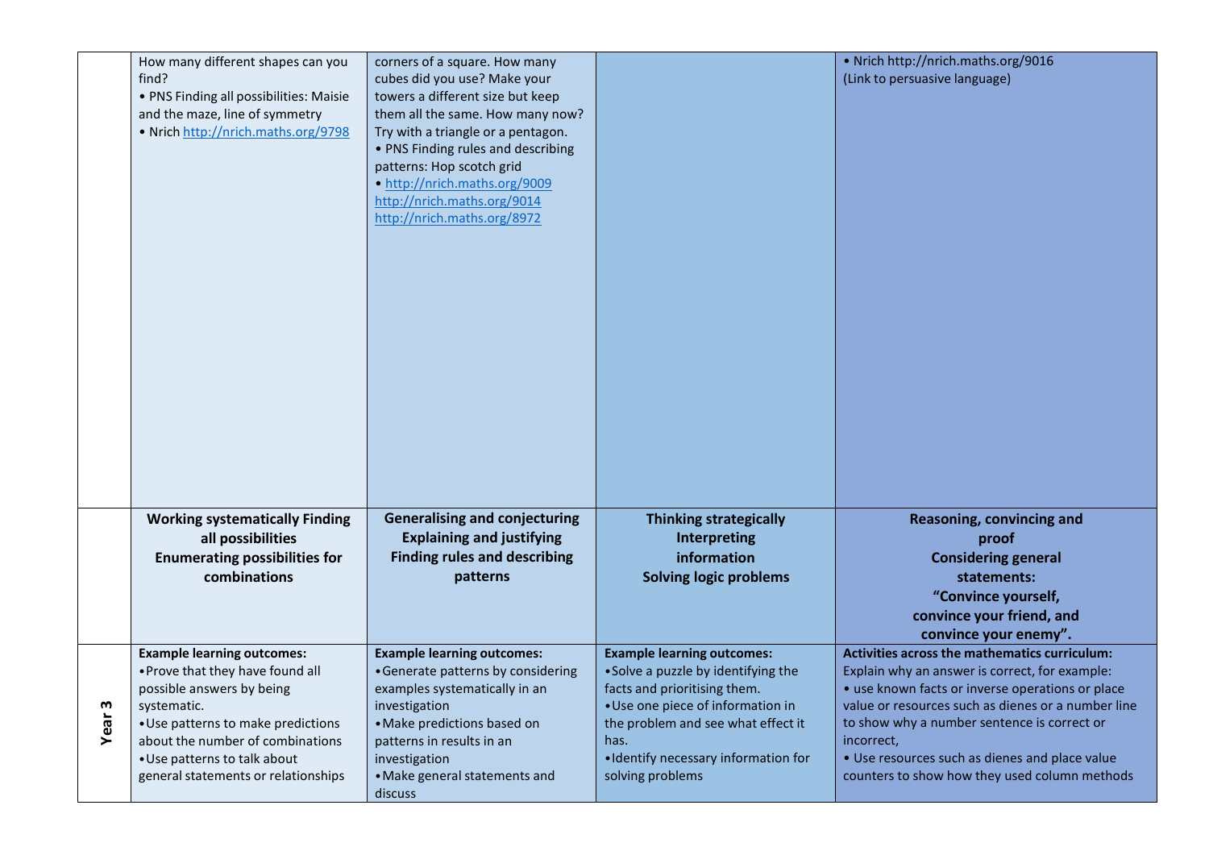| | | | | |
|---|---|---|---|---|
| | How many different shapes can you find?<br>• PNS Finding all possibilities: Maisie and the maze, line of symmetry<br>• Nrich http://nrich.maths.org/9798 | corners of a square. How many cubes did you use? Make your towers a different size but keep them all the same. How many now? Try with a triangle or a pentagon.<br>• PNS Finding rules and describing patterns: Hop scotch grid<br>• http://nrich.maths.org/9009 http://nrich.maths.org/9014 http://nrich.maths.org/8972 | | • Nrich http://nrich.maths.org/9016 (Link to persuasive language) |
| | **Working systematically Finding all possibilities**<br>**Enumerating possibilities for combinations** | **Generalising and conjecturing**<br>**Explaining and justifying**<br>**Finding rules and describing patterns** | **Thinking strategically**<br>**Interpreting information**<br>**Solving logic problems** | **Reasoning, convincing and proof**<br>**Considering general statements:**<br>**"Convince yourself, convince your friend, and convince your enemy".** |
| **Year 3** | **Example learning outcomes:**<br>• Prove that they have found all possible answers by being systematic.<br>• Use patterns to make predictions about the number of combinations<br>• Use patterns to talk about general statements or relationships | **Example learning outcomes:**<br>• Generate patterns by considering examples systematically in an investigation<br>• Make predictions based on patterns in results in an investigation<br>• Make general statements and discuss | **Example learning outcomes:**<br>• Solve a puzzle by identifying the facts and prioritising them.<br>• Use one piece of information in the problem and see what effect it has.<br>• Identify necessary information for solving problems | **Activities across the mathematics curriculum:**<br>Explain why an answer is correct, for example:<br>• use known facts or inverse operations or place value or resources such as dienes or a number line to show why a number sentence is correct or incorrect,<br>• Use resources such as dienes and place value counters to show how they used column methods |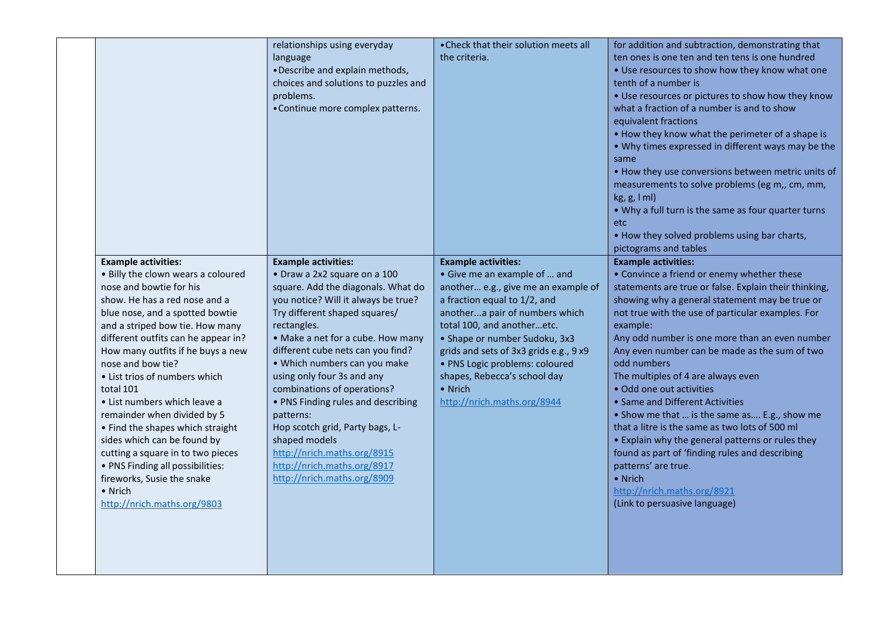| | | | | |
|---|---|---|---|---|
| | | relationships using everyday language<br>• Describe and explain methods, choices and solutions to puzzles and problems.<br>• Continue more complex patterns. | • Check that their solution meets all the criteria. | for addition and subtraction, demonstrating that ten ones is one ten and ten tens is one hundred<br>• Use resources to show how they know what one tenth of a number is<br>• Use resources or pictures to show how they know what a fraction of a number is and to show equivalent fractions<br>• How they know what the perimeter of a shape is<br>• Why times expressed in different ways may be the same<br>• How they use conversions between metric units of measurements to solve problems (eg m,, cm, mm, kg, g, l ml)<br>• Why a full turn is the same as four quarter turns etc<br>• How they solved problems using bar charts, pictograms and tables |
| | **Example activities:**<br>• Billy the clown wears a coloured nose and bowtie for his show. He has a red nose and a blue nose, and a spotted bowtie and a striped bow tie. How many different outfits can he appear in? How many outfits if he buys a new nose and bow tie?<br>• List trios of numbers which total 101<br>• List numbers which leave a remainder when divided by 5<br>• Find the shapes which straight sides which can be found by cutting a square in to two pieces<br>• PNS Finding all possibilities: fireworks, Susie the snake<br>• Nrich<br>http://nrich.maths.org/9803 | **Example activities:**<br>• Draw a 2x2 square on a 100 square. Add the diagonals. What do you notice? Will it always be true? Try different shaped squares/ rectangles.<br>• Make a net for a cube. How many different cube nets can you find?<br>• Which numbers can you make using only four 3s and any combinations of operations?<br>• PNS Finding rules and describing patterns:<br>Hop scotch grid, Party bags, L-shaped models<br>http://nrich.maths.org/8915<br>http://nrich.maths.org/8917<br>http://nrich.maths.org/8909 | **Example activities:**<br>• Give me an example of … and another… e.g., give me an example of a fraction equal to 1/2, and another...a pair of numbers which total 100, and another…etc.<br>• Shape or number Sudoku, 3x3 grids and sets of 3x3 grids e.g., 9 x9<br>• PNS Logic problems: coloured shapes, Rebecca's school day<br>• Nrich<br>http://nrich.maths.org/8944 | **Example activities:**<br>• Convince a friend or enemy whether these statements are true or false. Explain their thinking, showing why a general statement may be true or not true with the use of particular examples. For example:<br>Any odd number is one more than an even number<br>Any even number can be made as the sum of two odd numbers<br>The multiples of 4 are always even<br>• Odd one out activities<br>• Same and Different Activities<br>• Show me that … is the same as…. E.g., show me that a litre is the same as two lots of 500 ml<br>• Explain why the general patterns or rules they found as part of 'finding rules and describing patterns' are true.<br>• Nrich<br>http://nrich.maths.org/8921<br>(Link to persuasive language) |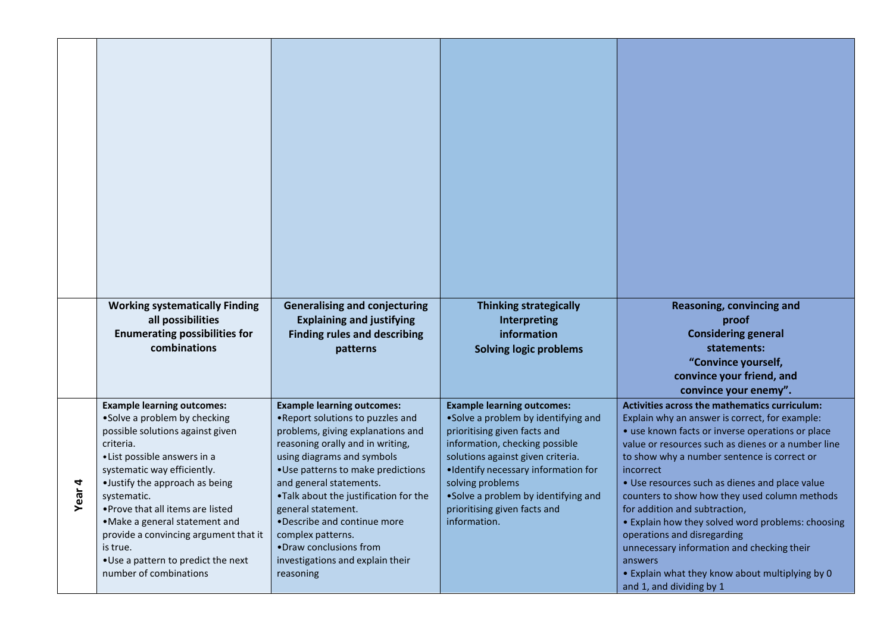| | Working systematically Finding all possibilities Enumerating possibilities for combinations | Generalising and conjecturing Explaining and justifying Finding rules and describing patterns | Thinking strategically Interpreting information Solving logic problems | Reasoning, convincing and proof Considering general statements: "Convince yourself, convince your friend, and convince your enemy". |
|---|---|---|---|---|
| **Year 4** | **Example learning outcomes:**<br>•Solve a problem by checking possible solutions against given criteria.<br>•List possible answers in a systematic way efficiently.<br>•Justify the approach as being systematic.<br>•Prove that all items are listed<br>•Make a general statement and provide a convincing argument that it is true.<br>•Use a pattern to predict the next number of combinations | **Example learning outcomes:**<br>•Report solutions to puzzles and problems, giving explanations and reasoning orally and in writing, using diagrams and symbols<br>•Use patterns to make predictions and general statements.<br>•Talk about the justification for the general statement.<br>•Describe and continue more complex patterns.<br>•Draw conclusions from investigations and explain their reasoning | **Example learning outcomes:**<br>•Solve a problem by identifying and prioritising given facts and information, checking possible solutions against given criteria.<br>•Identify necessary information for solving problems<br>•Solve a problem by identifying and prioritising given facts and information. | **Activities across the mathematics curriculum:**<br>Explain why an answer is correct, for example:<br>• use known facts or inverse operations or place value or resources such as dienes or a number line to show why a number sentence is correct or incorrect<br>• Use resources such as dienes and place value counters to show how they used column methods for addition and subtraction,<br>• Explain how they solved word problems: choosing operations and disregarding unnecessary information and checking their answers<br>• Explain what they know about multiplying by 0 and 1, and dividing by 1 |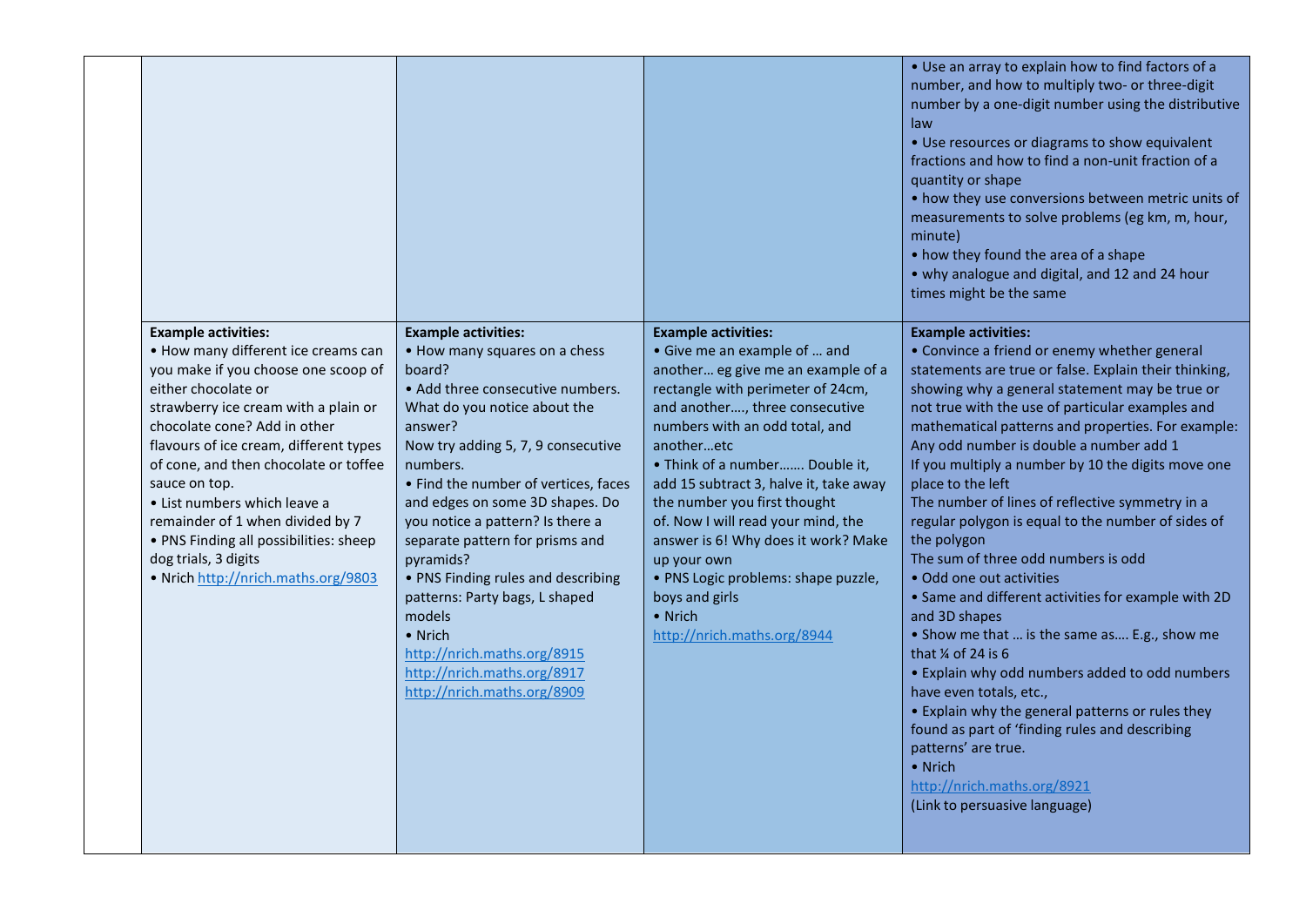| | | | | |
|---|---|---|---|---|
| | | | | • Use an array to explain how to find factors of a number, and how to multiply two- or three-digit number by a one-digit number using the distributive law<br>• Use resources or diagrams to show equivalent fractions and how to find a non-unit fraction of a quantity or shape<br>• how they use conversions between metric units of measurements to solve problems (eg km, m, hour, minute)<br>• how they found the area of a shape<br>• why analogue and digital, and 12 and 24 hour times might be the same |
| | **Example activities:**<br>• How many different ice creams can you make if you choose one scoop of either chocolate or strawberry ice cream with a plain or chocolate cone? Add in other flavours of ice cream, different types of cone, and then chocolate or toffee sauce on top.<br>• List numbers which leave a remainder of 1 when divided by 7<br>• PNS Finding all possibilities: sheep dog trials, 3 digits<br>• Nrich http://nrich.maths.org/9803 | **Example activities:**<br>• How many squares on a chess board?<br>• Add three consecutive numbers. What do you notice about the answer?<br>Now try adding 5, 7, 9 consecutive numbers.<br>• Find the number of vertices, faces and edges on some 3D shapes. Do you notice a pattern? Is there a separate pattern for prisms and pyramids?<br>• PNS Finding rules and describing patterns: Party bags, L shaped models<br>• Nrich<br>http://nrich.maths.org/8915<br>http://nrich.maths.org/8917<br>http://nrich.maths.org/8909 | **Example activities:**<br>• Give me an example of … and another… eg give me an example of a rectangle with perimeter of 24cm, and another…., three consecutive numbers with an odd total, and another…etc<br>• Think of a number……. Double it, add 15 subtract 3, halve it, take away the number you first thought of. Now I will read your mind, the answer is 6! Why does it work? Make up your own<br>• PNS Logic problems: shape puzzle, boys and girls<br>• Nrich<br>http://nrich.maths.org/8944 | **Example activities:**<br>• Convince a friend or enemy whether general statements are true or false. Explain their thinking, showing why a general statement may be true or not true with the use of particular examples and mathematical patterns and properties. For example:<br>Any odd number is double a number add 1<br>If you multiply a number by 10 the digits move one place to the left<br>The number of lines of reflective symmetry in a regular polygon is equal to the number of sides of the polygon<br>The sum of three odd numbers is odd<br>• Odd one out activities<br>• Same and different activities for example with 2D and 3D shapes<br>• Show me that … is the same as…. E.g., show me that ¼ of 24 is 6<br>• Explain why odd numbers added to odd numbers have even totals, etc.,<br>• Explain why the general patterns or rules they found as part of 'finding rules and describing patterns' are true.<br>• Nrich<br>http://nrich.maths.org/8921<br>(Link to persuasive language) |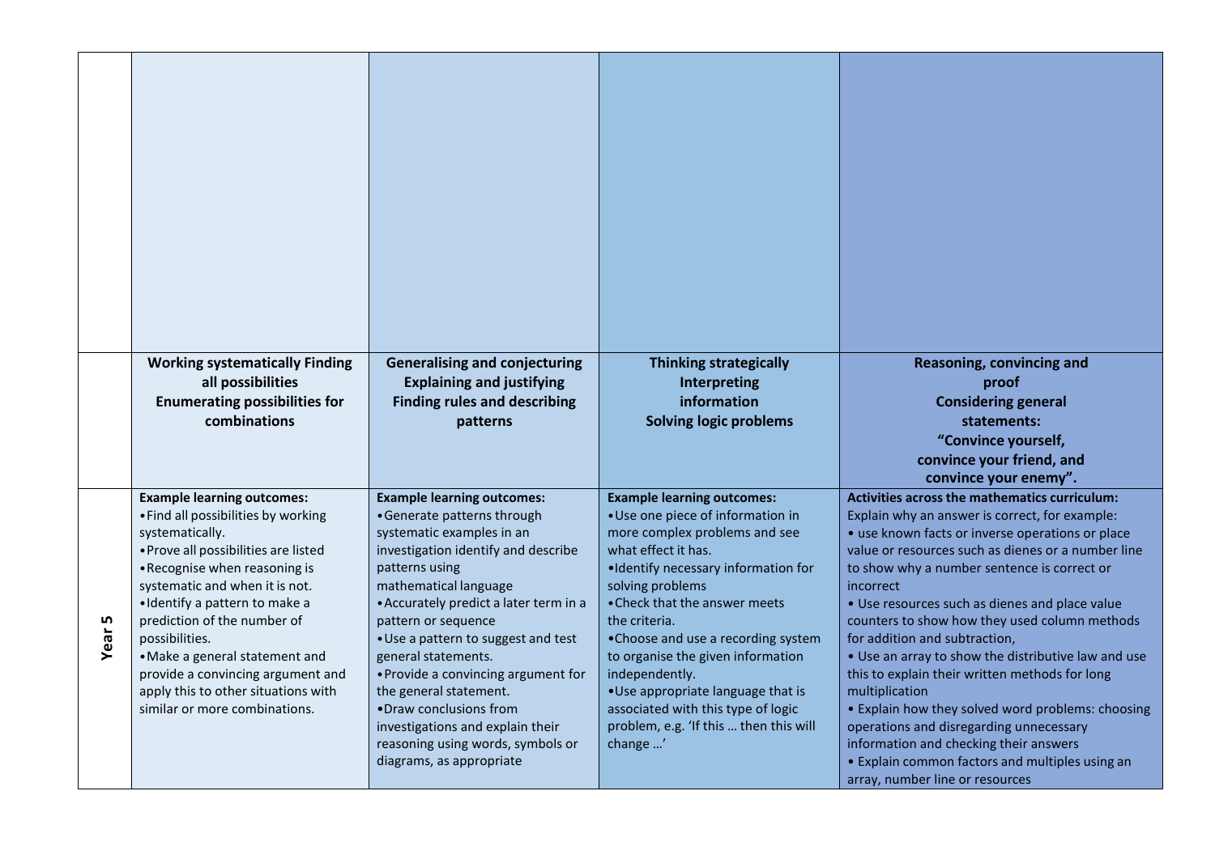| | Working systematically Finding all possibilities<br>Enumerating possibilities for combinations | Generalising and conjecturing<br>Explaining and justifying<br>Finding rules and describing patterns | Thinking strategically<br>Interpreting information<br>Solving logic problems | Reasoning, convincing and proof<br>Considering general statements:<br>"Convince yourself, convince your friend, and convince your enemy". |
|---|---|---|---|---|
| **Year 5** | **Example learning outcomes:**<br>• Find all possibilities by working systematically.<br>• Prove all possibilities are listed<br>• Recognise when reasoning is systematic and when it is not.<br>• Identify a pattern to make a prediction of the number of possibilities.<br>• Make a general statement and provide a convincing argument and apply this to other situations with similar or more combinations. | **Example learning outcomes:**<br>• Generate patterns through systematic examples in an investigation identify and describe patterns using mathematical language<br>• Accurately predict a later term in a pattern or sequence<br>• Use a pattern to suggest and test general statements.<br>• Provide a convincing argument for the general statement.<br>• Draw conclusions from investigations and explain their reasoning using words, symbols or diagrams, as appropriate | **Example learning outcomes:**<br>• Use one piece of information in more complex problems and see what effect it has.<br>• Identify necessary information for solving problems<br>• Check that the answer meets the criteria.<br>• Choose and use a recording system to organise the given information independently.<br>• Use appropriate language that is associated with this type of logic problem, e.g. 'If this … then this will change …' | **Activities across the mathematics curriculum:**<br>Explain why an answer is correct, for example:<br>• use known facts or inverse operations or place value or resources such as dienes or a number line to show why a number sentence is correct or incorrect<br>• Use resources such as dienes and place value counters to show how they used column methods for addition and subtraction,<br>• Use an array to show the distributive law and use this to explain their written methods for long multiplication<br>• Explain how they solved word problems: choosing operations and disregarding unnecessary information and checking their answers<br>• Explain common factors and multiples using an array, number line or resources |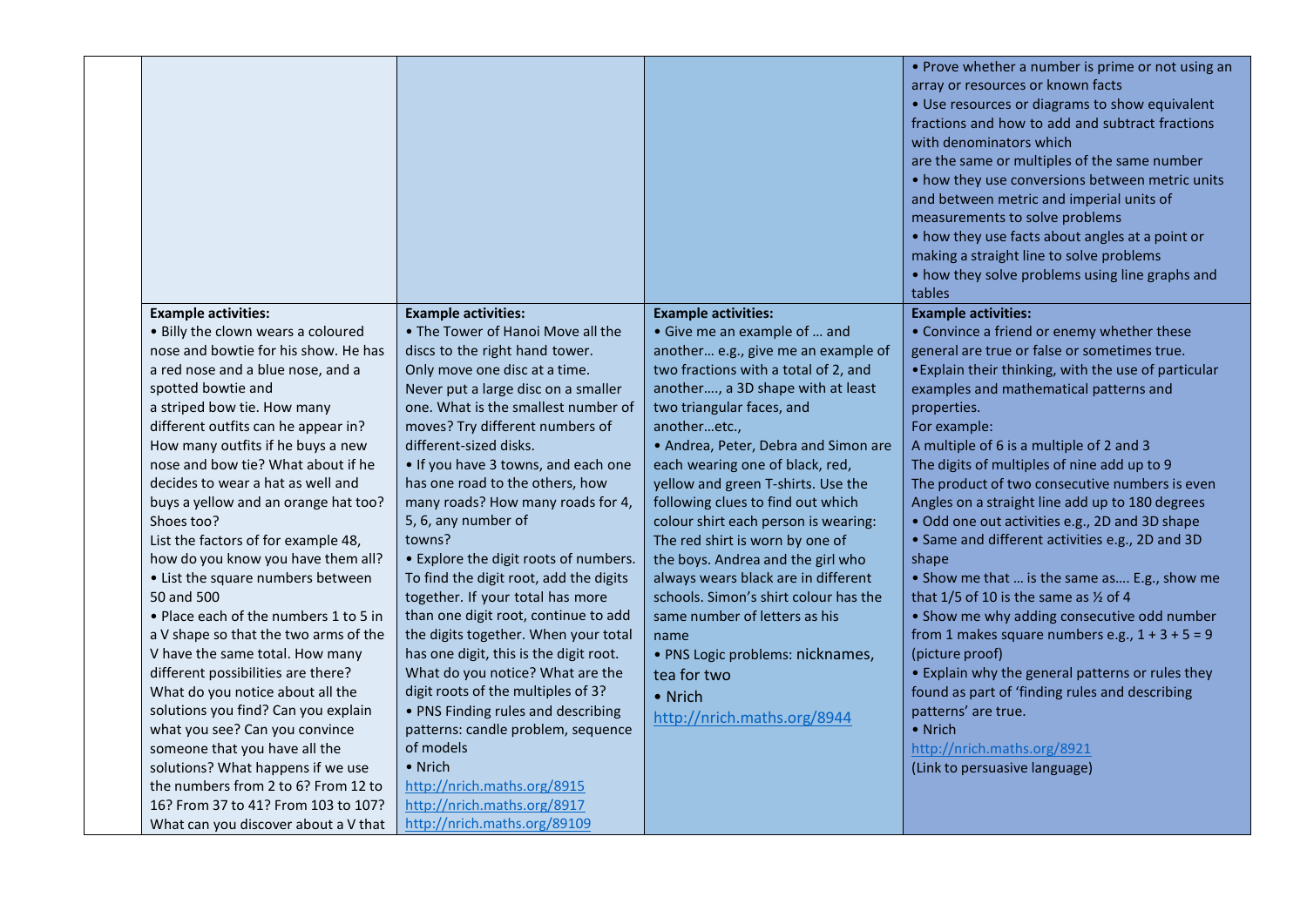| | | | | |
|---|---|---|---|---|
| | | | | • Prove whether a number is prime or not using an array or resources or known facts<br>• Use resources or diagrams to show equivalent fractions and how to add and subtract fractions with denominators which are the same or multiples of the same number<br>• how they use conversions between metric units and between metric and imperial units of measurements to solve problems<br>• how they use facts about angles at a point or making a straight line to solve problems<br>• how they solve problems using line graphs and tables |
| | **Example activities:**<br>• Billy the clown wears a coloured nose and bowtie for his show. He has a red nose and a blue nose, and a spotted bowtie and a striped bow tie. How many different outfits can he appear in? How many outfits if he buys a new nose and bow tie? What about if he decides to wear a hat as well and buys a yellow and an orange hat too? Shoes too?<br>List the factors of for example 48, how do you know you have them all?<br>• List the square numbers between 50 and 500<br>• Place each of the numbers 1 to 5 in a V shape so that the two arms of the V have the same total. How many different possibilities are there? What do you notice about all the solutions you find? Can you explain what you see? Can you convince someone that you have all the solutions? What happens if we use the numbers from 2 to 6? From 12 to 16? From 37 to 41? From 103 to 107? What can you discover about a V that | **Example activities:**<br>• The Tower of Hanoi Move all the discs to the right hand tower. Only move one disc at a time. Never put a large disc on a smaller one. What is the smallest number of moves? Try different numbers of different-sized disks.<br>• If you have 3 towns, and each one has one road to the others, how many roads? How many roads for 4, 5, 6, any number of towns?<br>• Explore the digit roots of numbers. To find the digit root, add the digits together. If your total has more than one digit root, continue to add the digits together. When your total has one digit, this is the digit root. What do you notice? What are the digit roots of the multiples of 3?<br>• PNS Finding rules and describing patterns: candle problem, sequence of models<br>• Nrich<br>http://nrich.maths.org/8915<br>http://nrich.maths.org/8917<br>http://nrich.maths.org/89109 | **Example activities:**<br>• Give me an example of … and another… e.g., give me an example of two fractions with a total of 2, and another…., a 3D shape with at least two triangular faces, and another…etc.,<br>• Andrea, Peter, Debra and Simon are each wearing one of black, red, yellow and green T-shirts. Use the following clues to find out which colour shirt each person is wearing: The red shirt is worn by one of the boys. Andrea and the girl who always wears black are in different schools. Simon's shirt colour has the same number of letters as his name<br>• PNS Logic problems: nicknames, tea for two<br>• Nrich<br>http://nrich.maths.org/8944 | **Example activities:**<br>• Convince a friend or enemy whether these general are true or false or sometimes true.<br>•Explain their thinking, with the use of particular examples and mathematical patterns and properties.<br>For example:<br>A multiple of 6 is a multiple of 2 and 3<br>The digits of multiples of nine add up to 9<br>The product of two consecutive numbers is even<br>Angles on a straight line add up to 180 degrees<br>• Odd one out activities e.g., 2D and 3D shape<br>• Same and different activities e.g., 2D and 3D shape<br>• Show me that … is the same as…. E.g., show me that 1/5 of 10 is the same as ½ of 4<br>• Show me why adding consecutive odd number from 1 makes square numbers e.g., 1 + 3 + 5 = 9 (picture proof)<br>• Explain why the general patterns or rules they found as part of 'finding rules and describing patterns' are true.<br>• Nrich<br>http://nrich.maths.org/8921<br>(Link to persuasive language) |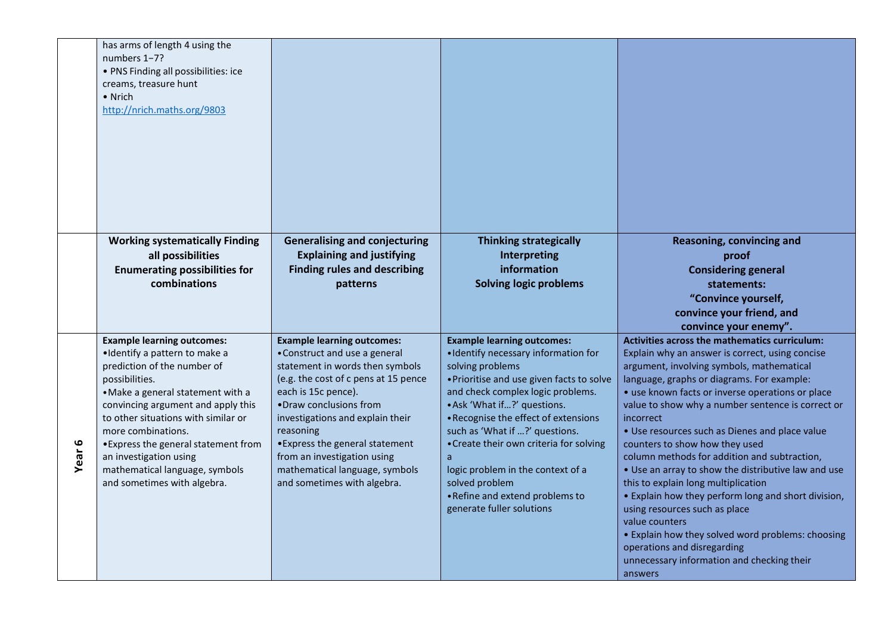| | | | | |
|---|---|---|---|---|
| | has arms of length 4 using the numbers 1−7?<br>• PNS Finding all possibilities: ice creams, treasure hunt<br>• Nrich<br>http://nrich.maths.org/9803 | | | |
| | **Working systematically Finding all possibilities Enumerating possibilities for combinations** | **Generalising and conjecturing Explaining and justifying Finding rules and describing patterns** | **Thinking strategically Interpreting information Solving logic problems** | **Reasoning, convincing and proof Considering general statements: “Convince yourself, convince your friend, and convince your enemy”.** |
| **Year 6** | **Example learning outcomes:**<br>•Identify a pattern to make a prediction of the number of possibilities.<br>•Make a general statement with a convincing argument and apply this to other situations with similar or more combinations.<br>•Express the general statement from an investigation using mathematical language, symbols and sometimes with algebra. | **Example learning outcomes:**<br>•Construct and use a general statement in words then symbols (e.g. the cost of c pens at 15 pence each is 15c pence).<br>•Draw conclusions from investigations and explain their reasoning<br>•Express the general statement from an investigation using mathematical language, symbols and sometimes with algebra. | **Example learning outcomes:**<br>•Identify necessary information for solving problems<br>•Prioritise and use given facts to solve and check complex logic problems.<br>•Ask ‘What if…?’ questions.<br>•Recognise the effect of extensions such as ‘What if …?’ questions.<br>•Create their own criteria for solving a logic problem in the context of a solved problem<br>•Refine and extend problems to generate fuller solutions | **Activities across the mathematics curriculum:**<br>Explain why an answer is correct, using concise argument, involving symbols, mathematical language, graphs or diagrams. For example:<br>• use known facts or inverse operations or place value to show why a number sentence is correct or incorrect<br>• Use resources such as Dienes and place value counters to show how they used column methods for addition and subtraction,<br>• Use an array to show the distributive law and use this to explain long multiplication<br>• Explain how they perform long and short division, using resources such as place value counters<br>• Explain how they solved word problems: choosing operations and disregarding unnecessary information and checking their answers |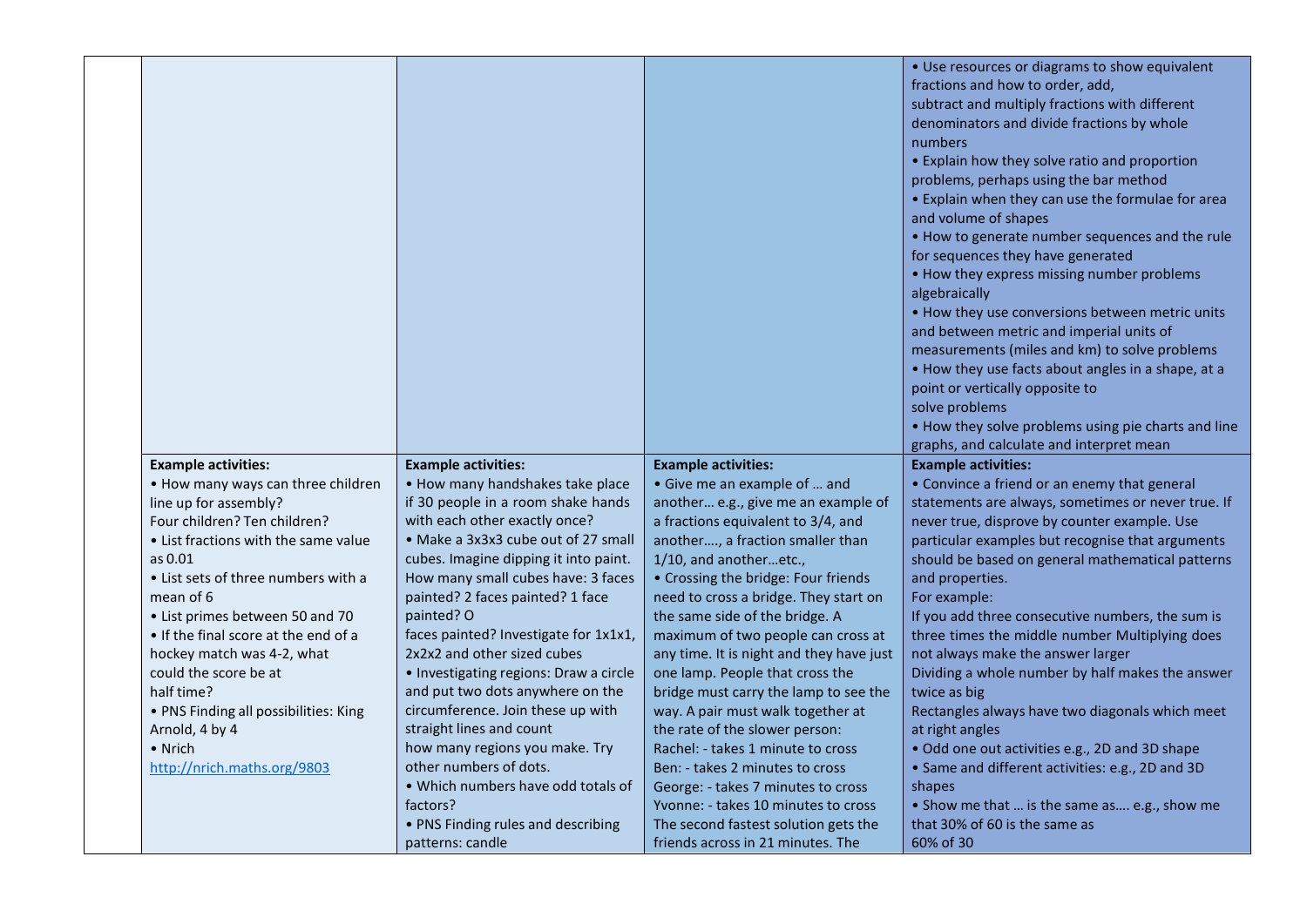| | | | | |
|---|---|---|---|---|
| | | | | • Use resources or diagrams to show equivalent fractions and how to order, add, subtract and multiply fractions with different denominators and divide fractions by whole numbers<br>• Explain how they solve ratio and proportion problems, perhaps using the bar method<br>• Explain when they can use the formulae for area and volume of shapes<br>• How to generate number sequences and the rule for sequences they have generated<br>• How they express missing number problems algebraically<br>• How they use conversions between metric units and between metric and imperial units of measurements (miles and km) to solve problems<br>• How they use facts about angles in a shape, at a point or vertically opposite to solve problems<br>• How they solve problems using pie charts and line graphs, and calculate and interpret mean |
| | **Example activities:**<br>• How many ways can three children line up for assembly? Four children? Ten children?<br>• List fractions with the same value as 0.01<br>• List sets of three numbers with a mean of 6<br>• List primes between 50 and 70<br>• If the final score at the end of a hockey match was 4-2, what could the score be at half time?<br>• PNS Finding all possibilities: King Arnold, 4 by 4<br>• Nrich<br>[http://nrich.maths.org/9803](http://nrich.maths.org/9803) | **Example activities:**<br>• How many handshakes take place if 30 people in a room shake hands with each other exactly once?<br>• Make a 3x3x3 cube out of 27 small cubes. Imagine dipping it into paint. How many small cubes have: 3 faces painted? 2 faces painted? 1 face painted? O faces painted? Investigate for 1x1x1, 2x2x2 and other sized cubes<br>• Investigating regions: Draw a circle and put two dots anywhere on the circumference. Join these up with straight lines and count how many regions you make. Try other numbers of dots.<br>• Which numbers have odd totals of factors?<br>• PNS Finding rules and describing patterns: candle | **Example activities:**<br>• Give me an example of … and another… e.g., give me an example of a fractions equivalent to 3/4, and another…., a fraction smaller than 1/10, and another…etc.,<br>• Crossing the bridge: Four friends need to cross a bridge. They start on the same side of the bridge. A maximum of two people can cross at any time. It is night and they have just one lamp. People that cross the bridge must carry the lamp to see the way. A pair must walk together at the rate of the slower person:<br>Rachel: - takes 1 minute to cross<br>Ben: - takes 2 minutes to cross<br>George: - takes 7 minutes to cross<br>Yvonne: - takes 10 minutes to cross<br>The second fastest solution gets the friends across in 21 minutes. The | **Example activities:**<br>• Convince a friend or an enemy that general statements are always, sometimes or never true. If never true, disprove by counter example. Use particular examples but recognise that arguments should be based on general mathematical patterns and properties.<br>For example:<br>If you add three consecutive numbers, the sum is three times the middle number Multiplying does not always make the answer larger<br>Dividing a whole number by half makes the answer twice as big<br>Rectangles always have two diagonals which meet at right angles<br>• Odd one out activities e.g., 2D and 3D shape<br>• Same and different activities: e.g., 2D and 3D shapes<br>• Show me that … is the same as…. e.g., show me that 30% of 60 is the same as 60% of 30 |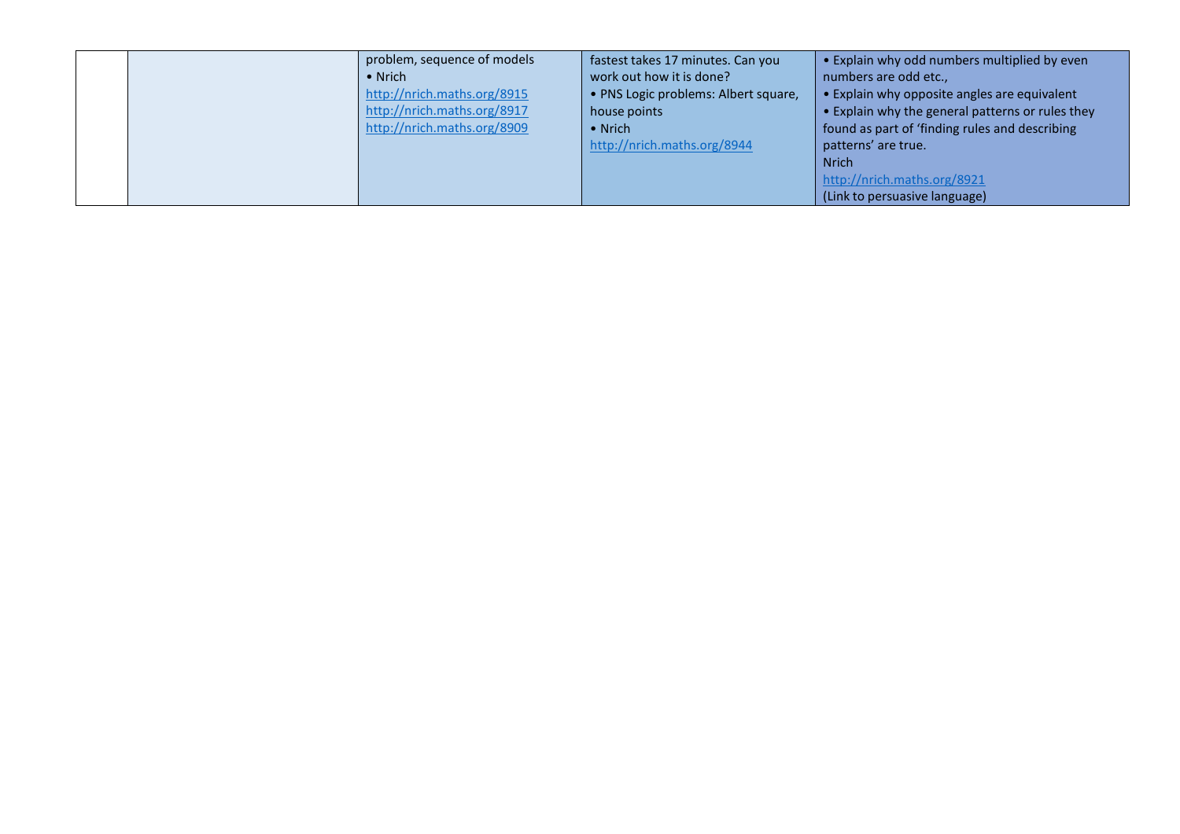| | | | | |
|---|---|---|---|---|
| | | problem, sequence of models<br>• Nrich<br>http://nrich.maths.org/8915<br>http://nrich.maths.org/8917<br>http://nrich.maths.org/8909 | fastest takes 17 minutes. Can you work out how it is done?<br>• PNS Logic problems: Albert square, house points<br>• Nrich<br>http://nrich.maths.org/8944 | • Explain why odd numbers multiplied by even numbers are odd etc.,<br>• Explain why opposite angles are equivalent<br>• Explain why the general patterns or rules they found as part of 'finding rules and describing patterns' are true.<br>Nrich<br>http://nrich.maths.org/8921<br>(Link to persuasive language) |